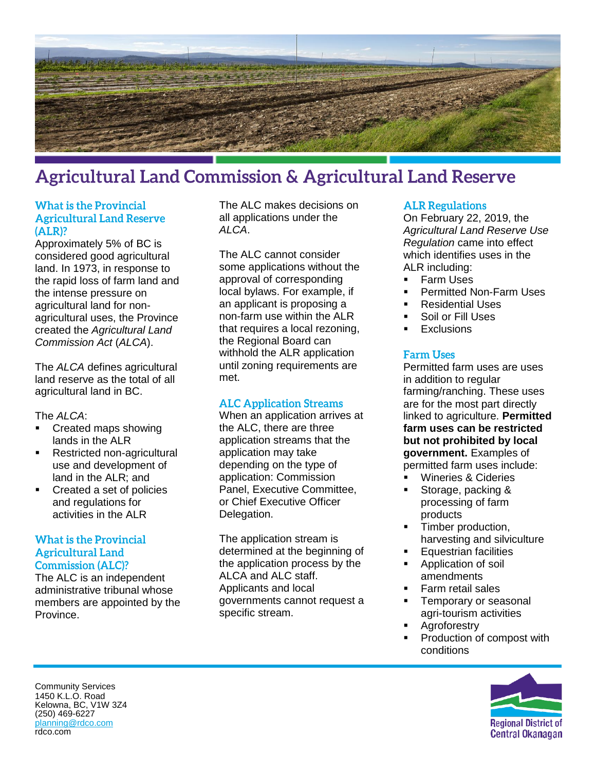# Agricultural Land Commission & Agricultural Land Reserve

## What is the Provincial Agricultural Land Reserve (ALR)?

Approximately 5% of BC is considered good agricultural land. In 1973, in response to the rapid loss of farm land and the intense pressure on agricultural land for non-agricultural uses, the Province created the *Agricultural Land Commission Act* (*ALCA*).

The *ALCA* defines agricultural land reserve as the total of all agricultural land in BC.

The *ALCA*:

- Created maps showing lands in the ALR
- Restricted non-agricultural use and development of land in the ALR; and
- Created a set of policies and regulations for activities in the ALR

## What is the Provincial Agricultural Land Commission (ALC)?

The ALC is an independent administrative tribunal whose members are appointed by the Province.

The ALC makes decisions on all applications under the *ALCA*.

The ALC cannot consider some applications without the approval of corresponding local bylaws. For example, if an applicant is proposing a non-farm use within the ALR that requires a local rezoning, the Regional Board can withhold the ALR application until zoning requirements are met.

## ALC Application Streams

When an application arrives at the ALC, there are three application streams that the application may take depending on the type of application: Commission Panel, Executive Committee, or Chief Executive Officer Delegation.

The application stream is determined at the beginning of the application process by the ALCA and ALC staff. Applicants and local governments cannot request a specific stream.

## ALR Regulations

On February 22, 2019, the *Agricultural Land Reserve Use Regulation* came into effect which identifies uses in the ALR including:

- Farm Uses
- Permitted Non-Farm Uses
- Residential Uses
- Soil or Fill Uses
- Exclusions

## Farm Uses

Permitted farm uses are uses in addition to regular farming/ranching. These uses are for the most part directly linked to agriculture. **Permitted farm uses can be restricted but not prohibited by local government.** Examples of permitted farm uses include:

- Wineries & Cideries
- Storage, packing & processing of farm products
- Timber production, harvesting and silviculture
- Equestrian facilities
- Application of soil amendments
- Farm retail sales
- Temporary or seasonal agri-tourism activities
- Agroforestry
- Production of compost with conditions

Community Services
1450 K.L.O. Road
Kelowna, BC, V1W 3Z4
(250) 469-6227
planning@rdco.com
rdco.com

Regional District of Central Okanagan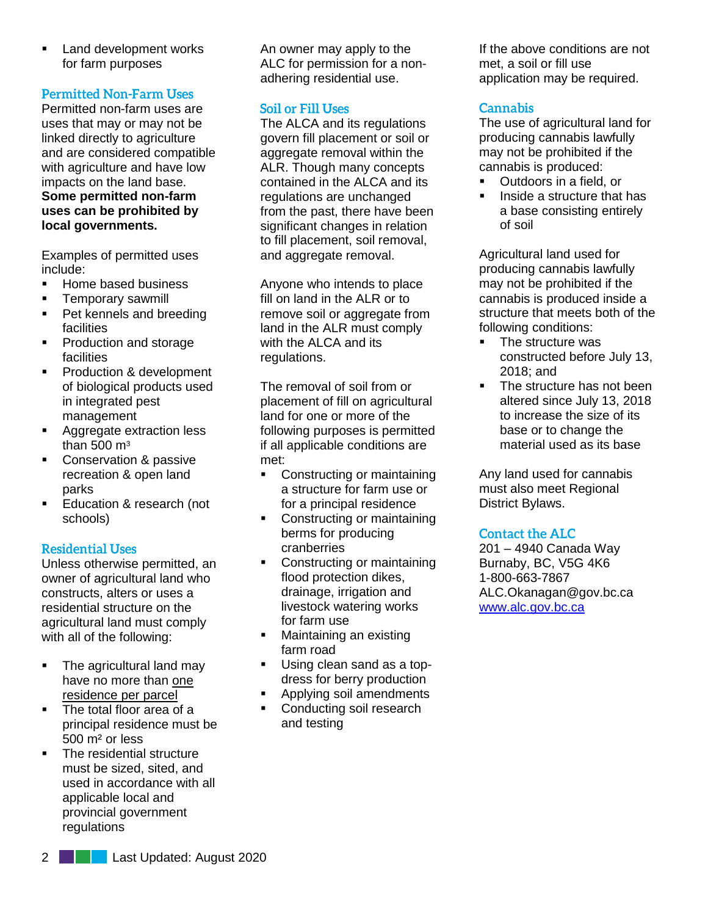- Land development works for farm purposes

## Permitted Non-Farm Uses

Permitted non-farm uses are uses that may or may not be linked directly to agriculture and are considered compatible with agriculture and have low impacts on the land base. **Some permitted non-farm uses can be prohibited by local governments.**

Examples of permitted uses include:

- Home based business
- Temporary sawmill
- Pet kennels and breeding facilities
- Production and storage facilities
- Production & development of biological products used in integrated pest management
- Aggregate extraction less than 500 m³
- Conservation & passive recreation & open land parks
- Education & research (not schools)

## Residential Uses

Unless otherwise permitted, an owner of agricultural land who constructs, alters or uses a residential structure on the agricultural land must comply with all of the following:

- The agricultural land may have no more than one residence per parcel
- The total floor area of a principal residence must be 500 m² or less
- The residential structure must be sized, sited, and used in accordance with all applicable local and provincial government regulations

An owner may apply to the ALC for permission for a non-adhering residential use.

## Soil or Fill Uses

The ALCA and its regulations govern fill placement or soil or aggregate removal within the ALR. Though many concepts contained in the ALCA and its regulations are unchanged from the past, there have been significant changes in relation to fill placement, soil removal, and aggregate removal.

Anyone who intends to place fill on land in the ALR or to remove soil or aggregate from land in the ALR must comply with the ALCA and its regulations.

The removal of soil from or placement of fill on agricultural land for one or more of the following purposes is permitted if all applicable conditions are met:

- Constructing or maintaining a structure for farm use or for a principal residence
- Constructing or maintaining berms for producing cranberries
- Constructing or maintaining flood protection dikes, drainage, irrigation and livestock watering works for farm use
- Maintaining an existing farm road
- Using clean sand as a top-dress for berry production
- Applying soil amendments
- Conducting soil research and testing

If the above conditions are not met, a soil or fill use application may be required.

## Cannabis

The use of agricultural land for producing cannabis lawfully may not be prohibited if the cannabis is produced:

- Outdoors in a field, or
- Inside a structure that has a base consisting entirely of soil

Agricultural land used for producing cannabis lawfully may not be prohibited if the cannabis is produced inside a structure that meets both of the following conditions:

- The structure was constructed before July 13, 2018; and
- The structure has not been altered since July 13, 2018 to increase the size of its base or to change the material used as its base

Any land used for cannabis must also meet Regional District Bylaws.

## Contact the ALC

201 – 4940 Canada Way
Burnaby, BC, V5G 4K6
1-800-663-7867
ALC.Okanagan@gov.bc.ca
www.alc.gov.bc.ca

Last Updated: August 2020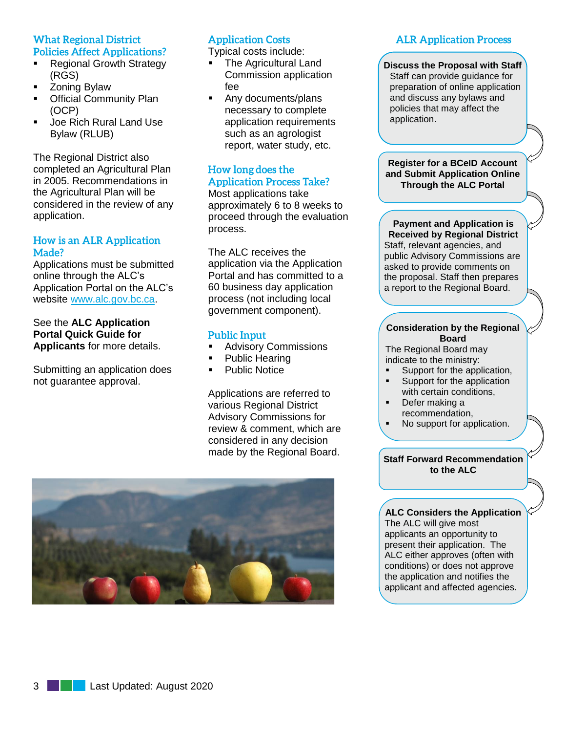## What Regional District Policies Affect Applications?

- Regional Growth Strategy (RGS)
- Zoning Bylaw
- Official Community Plan (OCP)
- Joe Rich Rural Land Use Bylaw (RLUB)

The Regional District also completed an Agricultural Plan in 2005. Recommendations in the Agricultural Plan will be considered in the review of any application.

## How is an ALR Application Made?

Applications must be submitted online through the ALC's Application Portal on the ALC's website www.alc.gov.bc.ca.

See the **ALC Application Portal Quick Guide for Applicants** for more details.

Submitting an application does not guarantee approval.

## Application Costs

Typical costs include:

- The Agricultural Land Commission application fee
- Any documents/plans necessary to complete application requirements such as an agrologist report, water study, etc.

## How long does the Application Process Take?

Most applications take approximately 6 to 8 weeks to proceed through the evaluation process.

The ALC receives the application via the Application Portal and has committed to a 60 business day application process (not including local government component).

## Public Input

- Advisory Commissions
- Public Hearing
- Public Notice

Applications are referred to various Regional District Advisory Commissions for review & comment, which are considered in any decision made by the Regional Board.

## ALR Application Process

**Discuss the Proposal with Staff**
Staff can provide guidance for preparation of online application and discuss any bylaws and policies that may affect the application.

**Register for a BCeID Account and Submit Application Online Through the ALC Portal**

**Payment and Application is Received by Regional District**
Staff, relevant agencies, and public Advisory Commissions are asked to provide comments on the proposal. Staff then prepares a report to the Regional Board.

**Consideration by the Regional Board**
The Regional Board may indicate to the ministry:

- Support for the application,
- Support for the application with certain conditions,
- Defer making a recommendation,
- No support for application.

**Staff Forward Recommendation to the ALC**

**ALC Considers the Application**
The ALC will give most applicants an opportunity to present their application. The ALC either approves (often with conditions) or does not approve the application and notifies the applicant and affected agencies.

Last Updated: August 2020